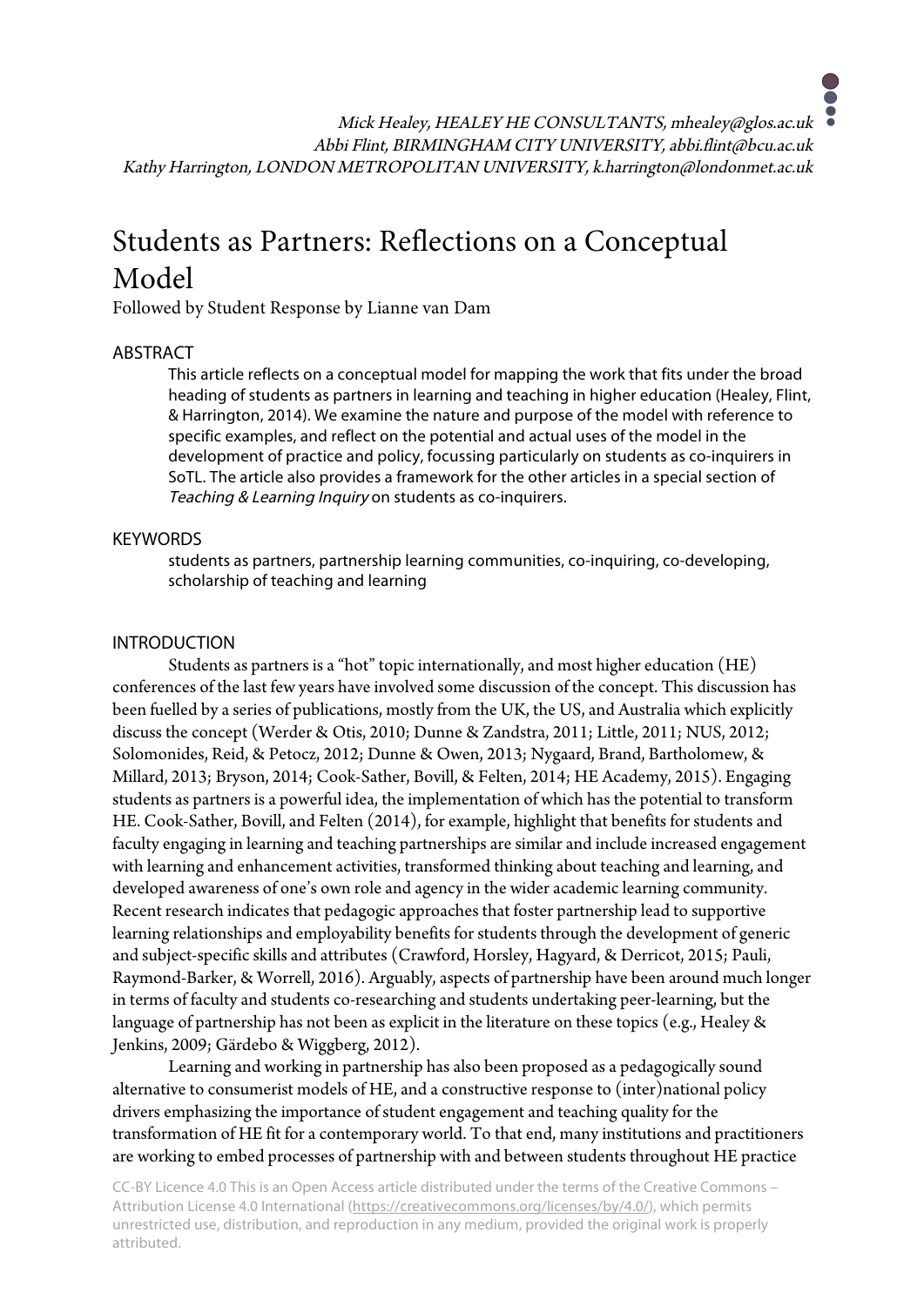*Mick Healey, HEALEY HE CONSULTANTS, mhealey@glos.ac.uk*
*Abbi Flint, BIRMINGHAM CITY UNIVERSITY, abbi.flint@bcu.ac.uk*
*Kathy Harrington, LONDON METROPOLITAN UNIVERSITY, k.harrington@londonmet.ac.uk*

# Students as Partners: Reflections on a Conceptual Model

Followed by Student Response by Lianne van Dam

## ABSTRACT

This article reflects on a conceptual model for mapping the work that fits under the broad heading of students as partners in learning and teaching in higher education (Healey, Flint, & Harrington, 2014). We examine the nature and purpose of the model with reference to specific examples, and reflect on the potential and actual uses of the model in the development of practice and policy, focussing particularly on students as co-inquirers in SoTL. The article also provides a framework for the other articles in a special section of *Teaching & Learning Inquiry* on students as co-inquirers.

## KEYWORDS

students as partners, partnership learning communities, co-inquiring, co-developing, scholarship of teaching and learning

## INTRODUCTION

Students as partners is a "hot" topic internationally, and most higher education (HE) conferences of the last few years have involved some discussion of the concept. This discussion has been fuelled by a series of publications, mostly from the UK, the US, and Australia which explicitly discuss the concept (Werder & Otis, 2010; Dunne & Zandstra, 2011; Little, 2011; NUS, 2012; Solomonides, Reid, & Petocz, 2012; Dunne & Owen, 2013; Nygaard, Brand, Bartholomew, & Millard, 2013; Bryson, 2014; Cook-Sather, Bovill, & Felten, 2014; HE Academy, 2015). Engaging students as partners is a powerful idea, the implementation of which has the potential to transform HE. Cook-Sather, Bovill, and Felten (2014), for example, highlight that benefits for students and faculty engaging in learning and teaching partnerships are similar and include increased engagement with learning and enhancement activities, transformed thinking about teaching and learning, and developed awareness of one's own role and agency in the wider academic learning community. Recent research indicates that pedagogic approaches that foster partnership lead to supportive learning relationships and employability benefits for students through the development of generic and subject-specific skills and attributes (Crawford, Horsley, Hagyard, & Derricot, 2015; Pauli, Raymond-Barker, & Worrell, 2016). Arguably, aspects of partnership have been around much longer in terms of faculty and students co-researching and students undertaking peer-learning, but the language of partnership has not been as explicit in the literature on these topics (e.g., Healey & Jenkins, 2009; Gärdebo & Wiggberg, 2012).

Learning and working in partnership has also been proposed as a pedagogically sound alternative to consumerist models of HE, and a constructive response to (inter)national policy drivers emphasizing the importance of student engagement and teaching quality for the transformation of HE fit for a contemporary world. To that end, many institutions and practitioners are working to embed processes of partnership with and between students throughout HE practice

CC-BY Licence 4.0 This is an Open Access article distributed under the terms of the Creative Commons – Attribution License 4.0 International (https://creativecommons.org/licenses/by/4.0/), which permits unrestricted use, distribution, and reproduction in any medium, provided the original work is properly attributed.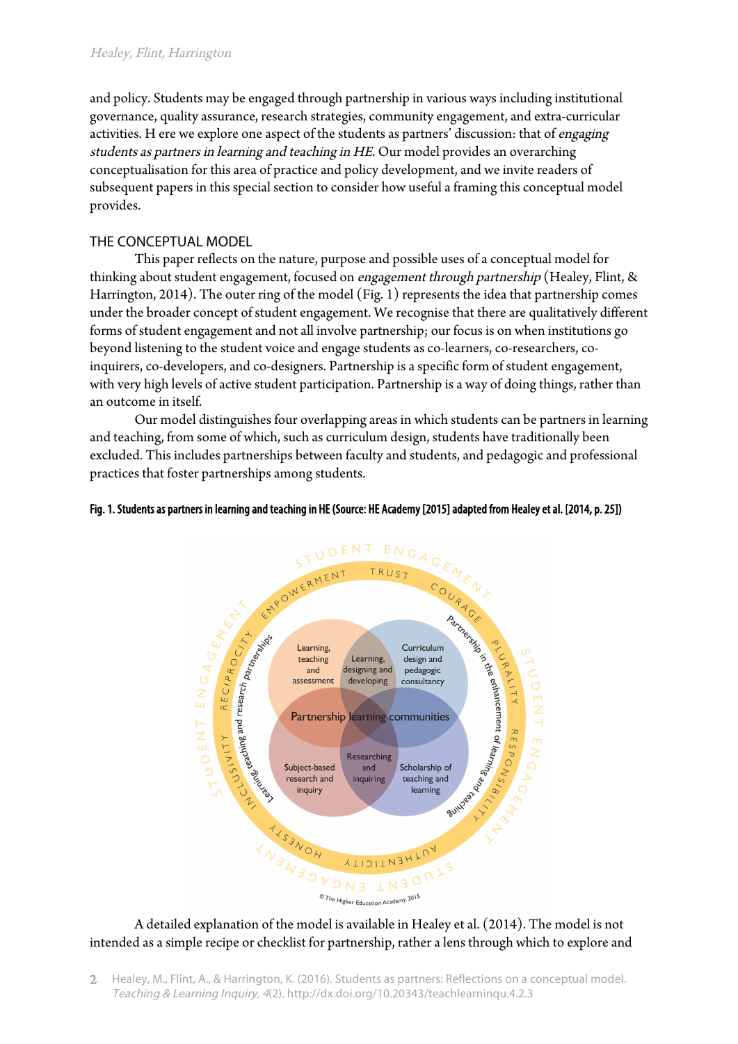and policy. Students may be engaged through partnership in various ways including institutional governance, quality assurance, research strategies, community engagement, and extra-curricular activities. H ere we explore one aspect of the students as partners' discussion: that of *engaging students as partners in learning and teaching in HE*. Our model provides an overarching conceptualisation for this area of practice and policy development, and we invite readers of subsequent papers in this special section to consider how useful a framing this conceptual model provides.

## THE CONCEPTUAL MODEL

This paper reflects on the nature, purpose and possible uses of a conceptual model for thinking about student engagement, focused on *engagement through partnership* (Healey, Flint, & Harrington, 2014). The outer ring of the model (Fig. 1) represents the idea that partnership comes under the broader concept of student engagement. We recognise that there are qualitatively different forms of student engagement and not all involve partnership; our focus is on when institutions go beyond listening to the student voice and engage students as co-learners, co-researchers, co-inquirers, co-developers, and co-designers. Partnership is a specific form of student engagement, with very high levels of active student participation. Partnership is a way of doing things, rather than an outcome in itself.

Our model distinguishes four overlapping areas in which students can be partners in learning and teaching, from some of which, such as curriculum design, students have traditionally been excluded. This includes partnerships between faculty and students, and pedagogic and professional practices that foster partnerships among students.

**Fig. 1. Students as partners in learning and teaching in HE (Source: HE Academy [2015] adapted from Healey et al. [2014, p. 25])**

A detailed explanation of the model is available in Healey et al. (2014). The model is not intended as a simple recipe or checklist for partnership, rather a lens through which to explore and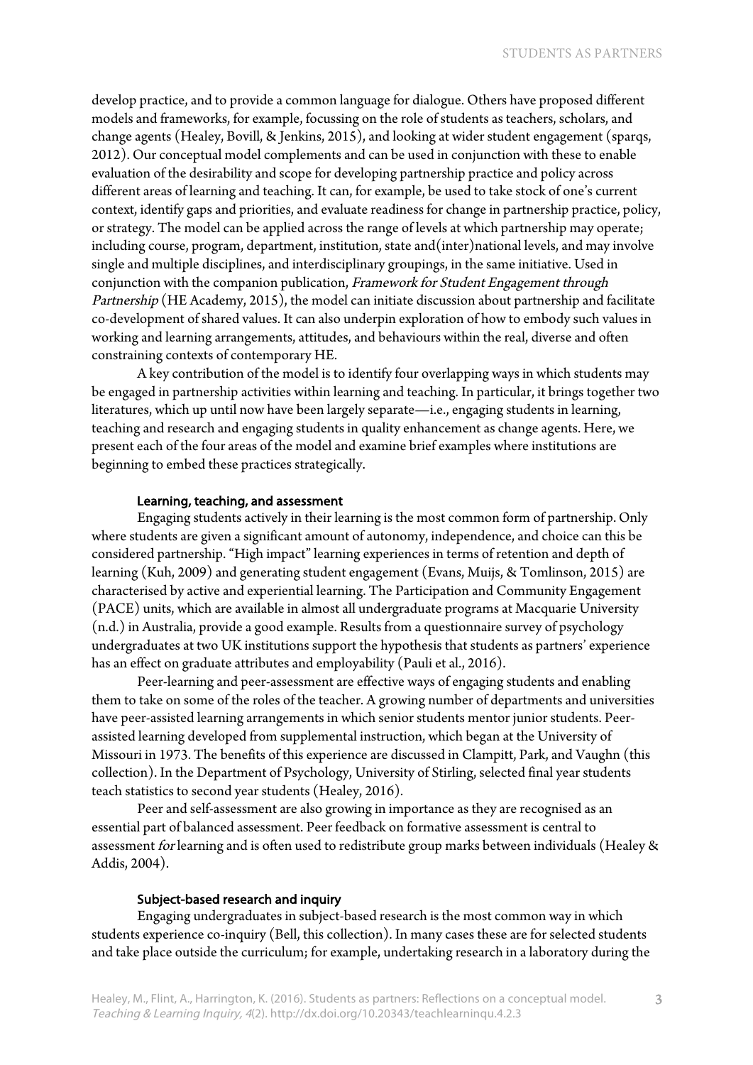develop practice, and to provide a common language for dialogue. Others have proposed different models and frameworks, for example, focussing on the role of students as teachers, scholars, and change agents (Healey, Bovill, & Jenkins, 2015), and looking at wider student engagement (sparqs, 2012). Our conceptual model complements and can be used in conjunction with these to enable evaluation of the desirability and scope for developing partnership practice and policy across different areas of learning and teaching. It can, for example, be used to take stock of one's current context, identify gaps and priorities, and evaluate readiness for change in partnership practice, policy, or strategy. The model can be applied across the range of levels at which partnership may operate; including course, program, department, institution, state and(inter)national levels, and may involve single and multiple disciplines, and interdisciplinary groupings, in the same initiative. Used in conjunction with the companion publication, *Framework for Student Engagement through Partnership* (HE Academy, 2015), the model can initiate discussion about partnership and facilitate co-development of shared values. It can also underpin exploration of how to embody such values in working and learning arrangements, attitudes, and behaviours within the real, diverse and often constraining contexts of contemporary HE.

A key contribution of the model is to identify four overlapping ways in which students may be engaged in partnership activities within learning and teaching. In particular, it brings together two literatures, which up until now have been largely separate—i.e., engaging students in learning, teaching and research and engaging students in quality enhancement as change agents. Here, we present each of the four areas of the model and examine brief examples where institutions are beginning to embed these practices strategically.

### Learning, teaching, and assessment

Engaging students actively in their learning is the most common form of partnership. Only where students are given a significant amount of autonomy, independence, and choice can this be considered partnership. "High impact" learning experiences in terms of retention and depth of learning (Kuh, 2009) and generating student engagement (Evans, Muijs, & Tomlinson, 2015) are characterised by active and experiential learning. The Participation and Community Engagement (PACE) units, which are available in almost all undergraduate programs at Macquarie University (n.d.) in Australia, provide a good example. Results from a questionnaire survey of psychology undergraduates at two UK institutions support the hypothesis that students as partners' experience has an effect on graduate attributes and employability (Pauli et al., 2016).

Peer-learning and peer-assessment are effective ways of engaging students and enabling them to take on some of the roles of the teacher. A growing number of departments and universities have peer-assisted learning arrangements in which senior students mentor junior students. Peer-assisted learning developed from supplemental instruction, which began at the University of Missouri in 1973. The benefits of this experience are discussed in Clampitt, Park, and Vaughn (this collection). In the Department of Psychology, University of Stirling, selected final year students teach statistics to second year students (Healey, 2016).

Peer and self-assessment are also growing in importance as they are recognised as an essential part of balanced assessment. Peer feedback on formative assessment is central to assessment *for* learning and is often used to redistribute group marks between individuals (Healey & Addis, 2004).

### Subject-based research and inquiry

Engaging undergraduates in subject-based research is the most common way in which students experience co-inquiry (Bell, this collection). In many cases these are for selected students and take place outside the curriculum; for example, undertaking research in a laboratory during the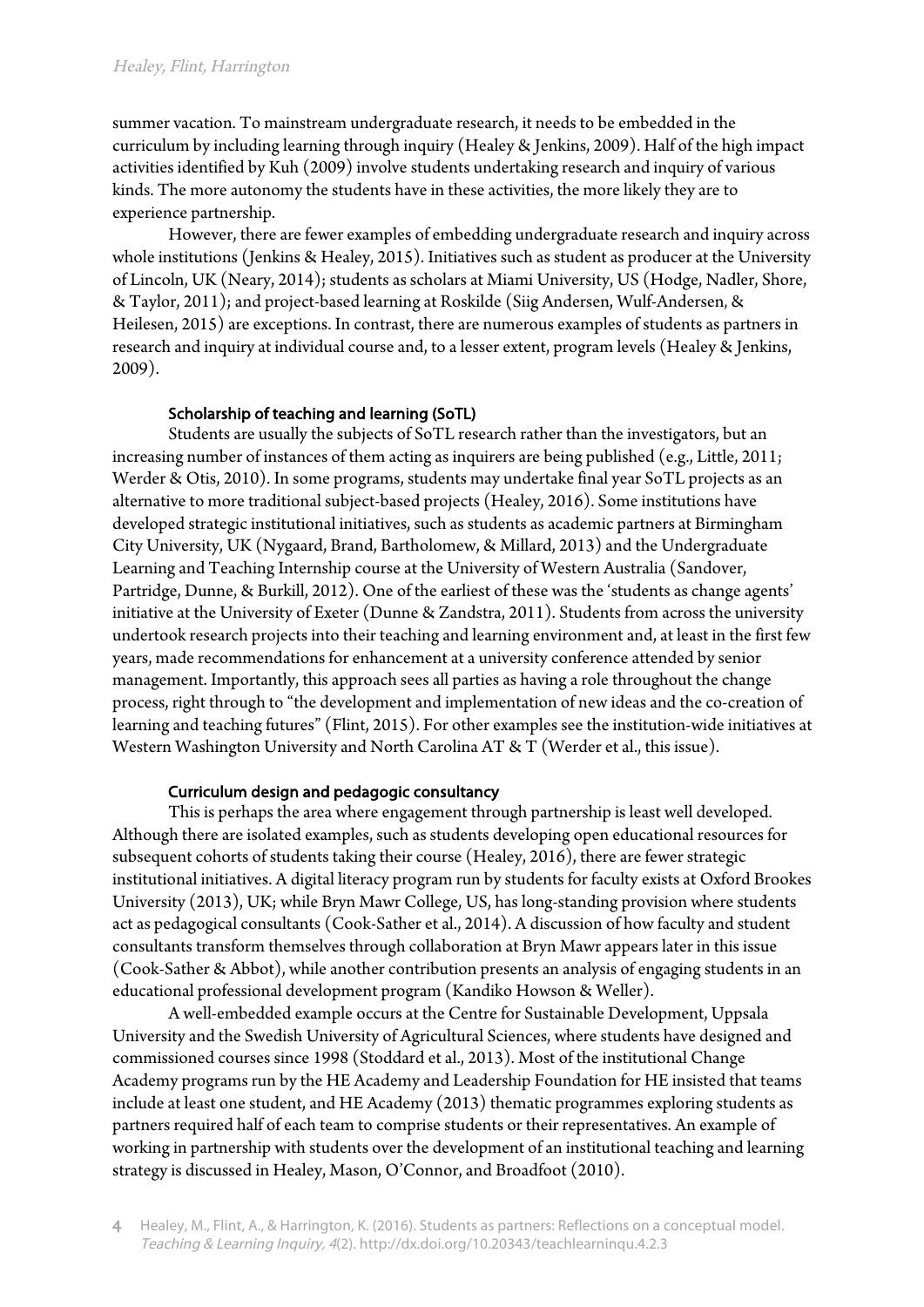summer vacation. To mainstream undergraduate research, it needs to be embedded in the curriculum by including learning through inquiry (Healey & Jenkins, 2009). Half of the high impact activities identified by Kuh (2009) involve students undertaking research and inquiry of various kinds. The more autonomy the students have in these activities, the more likely they are to experience partnership.

However, there are fewer examples of embedding undergraduate research and inquiry across whole institutions (Jenkins & Healey, 2015). Initiatives such as student as producer at the University of Lincoln, UK (Neary, 2014); students as scholars at Miami University, US (Hodge, Nadler, Shore, & Taylor, 2011); and project-based learning at Roskilde (Siig Andersen, Wulf-Andersen, & Heilesen, 2015) are exceptions. In contrast, there are numerous examples of students as partners in research and inquiry at individual course and, to a lesser extent, program levels (Healey & Jenkins, 2009).

#### Scholarship of teaching and learning (SoTL)

Students are usually the subjects of SoTL research rather than the investigators, but an increasing number of instances of them acting as inquirers are being published (e.g., Little, 2011; Werder & Otis, 2010). In some programs, students may undertake final year SoTL projects as an alternative to more traditional subject-based projects (Healey, 2016). Some institutions have developed strategic institutional initiatives, such as students as academic partners at Birmingham City University, UK (Nygaard, Brand, Bartholomew, & Millard, 2013) and the Undergraduate Learning and Teaching Internship course at the University of Western Australia (Sandover, Partridge, Dunne, & Burkill, 2012). One of the earliest of these was the 'students as change agents' initiative at the University of Exeter (Dunne & Zandstra, 2011). Students from across the university undertook research projects into their teaching and learning environment and, at least in the first few years, made recommendations for enhancement at a university conference attended by senior management. Importantly, this approach sees all parties as having a role throughout the change process, right through to "the development and implementation of new ideas and the co-creation of learning and teaching futures" (Flint, 2015). For other examples see the institution-wide initiatives at Western Washington University and North Carolina AT & T (Werder et al., this issue).

#### Curriculum design and pedagogic consultancy

This is perhaps the area where engagement through partnership is least well developed. Although there are isolated examples, such as students developing open educational resources for subsequent cohorts of students taking their course (Healey, 2016), there are fewer strategic institutional initiatives. A digital literacy program run by students for faculty exists at Oxford Brookes University (2013), UK; while Bryn Mawr College, US, has long-standing provision where students act as pedagogical consultants (Cook-Sather et al., 2014). A discussion of how faculty and student consultants transform themselves through collaboration at Bryn Mawr appears later in this issue (Cook-Sather & Abbot), while another contribution presents an analysis of engaging students in an educational professional development program (Kandiko Howson & Weller).

A well-embedded example occurs at the Centre for Sustainable Development, Uppsala University and the Swedish University of Agricultural Sciences, where students have designed and commissioned courses since 1998 (Stoddard et al., 2013). Most of the institutional Change Academy programs run by the HE Academy and Leadership Foundation for HE insisted that teams include at least one student, and HE Academy (2013) thematic programmes exploring students as partners required half of each team to comprise students or their representatives. An example of working in partnership with students over the development of an institutional teaching and learning strategy is discussed in Healey, Mason, O'Connor, and Broadfoot (2010).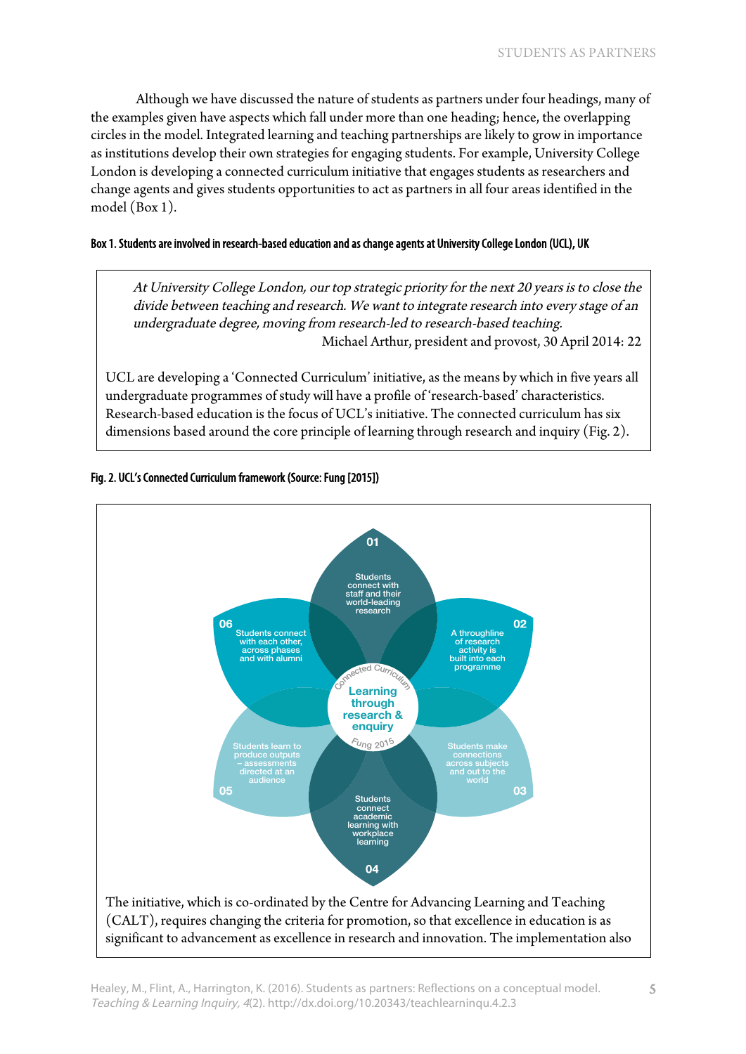Although we have discussed the nature of students as partners under four headings, many of the examples given have aspects which fall under more than one heading; hence, the overlapping circles in the model. Integrated learning and teaching partnerships are likely to grow in importance as institutions develop their own strategies for engaging students. For example, University College London is developing a connected curriculum initiative that engages students as researchers and change agents and gives students opportunities to act as partners in all four areas identified in the model (Box 1).

**Box 1. Students are involved in research-based education and as change agents at University College London (UCL), UK**

> *At University College London, our top strategic priority for the next 20 years is to close the divide between teaching and research. We want to integrate research into every stage of an undergraduate degree, moving from research-led to research-based teaching.*
>
> Michael Arthur, president and provost, 30 April 2014: 22

UCL are developing a 'Connected Curriculum' initiative, as the means by which in five years all undergraduate programmes of study will have a profile of 'research-based' characteristics. Research-based education is the focus of UCL's initiative. The connected curriculum has six dimensions based around the core principle of learning through research and inquiry (Fig. 2).

**Fig. 2. UCL's Connected Curriculum framework (Source: Fung [2015])**

Connected Curriculum — Learning through research & enquiry — Fung 2015

- 01 Students connect with staff and their world-leading research
- 02 A throughline of research activity is built into each programme
- 03 Students make connections across subjects and out to the world
- 04 Students connect academic learning with workplace learning
- 05 Students learn to produce outputs – assessments directed at an audience
- 06 Students connect with each other, across phases and with alumni

The initiative, which is co-ordinated by the Centre for Advancing Learning and Teaching (CALT), requires changing the criteria for promotion, so that excellence in education is as significant to advancement as excellence in research and innovation. The implementation also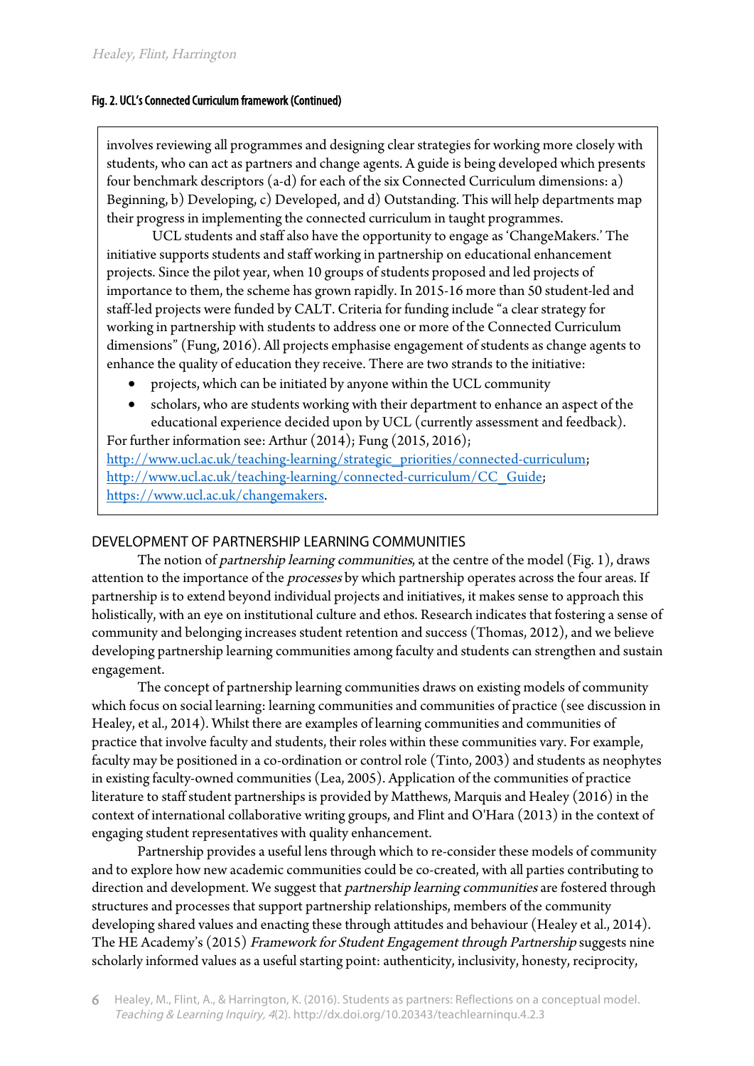**Fig. 2. UCL's Connected Curriculum framework (Continued)**

involves reviewing all programmes and designing clear strategies for working more closely with students, who can act as partners and change agents. A guide is being developed which presents four benchmark descriptors (a-d) for each of the six Connected Curriculum dimensions: a) Beginning, b) Developing, c) Developed, and d) Outstanding. This will help departments map their progress in implementing the connected curriculum in taught programmes.

UCL students and staff also have the opportunity to engage as 'ChangeMakers.' The initiative supports students and staff working in partnership on educational enhancement projects. Since the pilot year, when 10 groups of students proposed and led projects of importance to them, the scheme has grown rapidly. In 2015-16 more than 50 student-led and staff-led projects were funded by CALT. Criteria for funding include "a clear strategy for working in partnership with students to address one or more of the Connected Curriculum dimensions" (Fung, 2016). All projects emphasise engagement of students as change agents to enhance the quality of education they receive. There are two strands to the initiative:

- projects, which can be initiated by anyone within the UCL community
- scholars, who are students working with their department to enhance an aspect of the educational experience decided upon by UCL (currently assessment and feedback).

For further information see: Arthur (2014); Fung (2015, 2016); http://www.ucl.ac.uk/teaching-learning/strategic_priorities/connected-curriculum; http://www.ucl.ac.uk/teaching-learning/connected-curriculum/CC_Guide; https://www.ucl.ac.uk/changemakers.

## DEVELOPMENT OF PARTNERSHIP LEARNING COMMUNITIES

The notion of *partnership learning communities*, at the centre of the model (Fig. 1), draws attention to the importance of the *processes* by which partnership operates across the four areas. If partnership is to extend beyond individual projects and initiatives, it makes sense to approach this holistically, with an eye on institutional culture and ethos. Research indicates that fostering a sense of community and belonging increases student retention and success (Thomas, 2012), and we believe developing partnership learning communities among faculty and students can strengthen and sustain engagement.

The concept of partnership learning communities draws on existing models of community which focus on social learning: learning communities and communities of practice (see discussion in Healey, et al., 2014). Whilst there are examples of learning communities and communities of practice that involve faculty and students, their roles within these communities vary. For example, faculty may be positioned in a co-ordination or control role (Tinto, 2003) and students as neophytes in existing faculty-owned communities (Lea, 2005). Application of the communities of practice literature to staff student partnerships is provided by Matthews, Marquis and Healey (2016) in the context of international collaborative writing groups, and Flint and O'Hara (2013) in the context of engaging student representatives with quality enhancement.

Partnership provides a useful lens through which to re-consider these models of community and to explore how new academic communities could be co-created, with all parties contributing to direction and development. We suggest that *partnership learning communities* are fostered through structures and processes that support partnership relationships, members of the community developing shared values and enacting these through attitudes and behaviour (Healey et al., 2014). The HE Academy's (2015) *Framework for Student Engagement through Partnership* suggests nine scholarly informed values as a useful starting point: authenticity, inclusivity, honesty, reciprocity,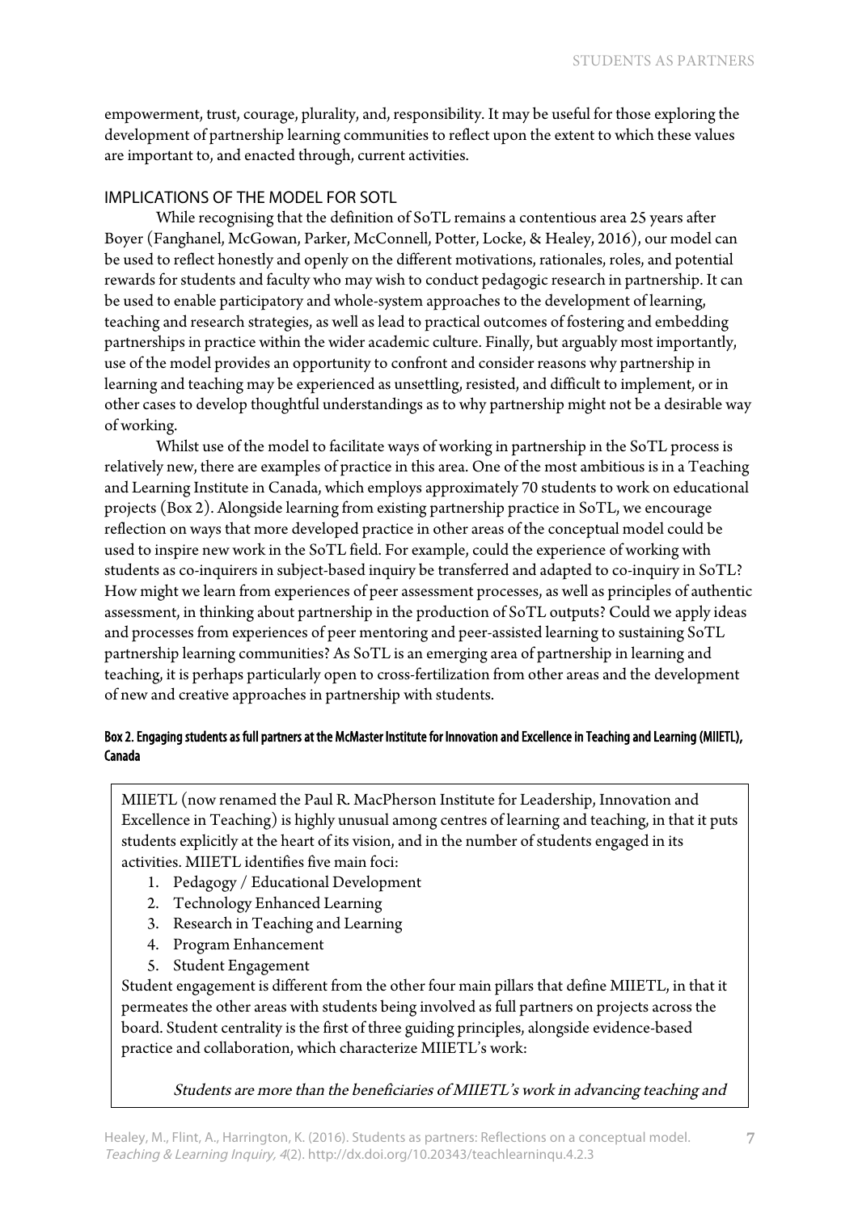empowerment, trust, courage, plurality, and, responsibility. It may be useful for those exploring the development of partnership learning communities to reflect upon the extent to which these values are important to, and enacted through, current activities.

## IMPLICATIONS OF THE MODEL FOR SOTL

While recognising that the definition of SoTL remains a contentious area 25 years after Boyer (Fanghanel, McGowan, Parker, McConnell, Potter, Locke, & Healey, 2016), our model can be used to reflect honestly and openly on the different motivations, rationales, roles, and potential rewards for students and faculty who may wish to conduct pedagogic research in partnership. It can be used to enable participatory and whole-system approaches to the development of learning, teaching and research strategies, as well as lead to practical outcomes of fostering and embedding partnerships in practice within the wider academic culture. Finally, but arguably most importantly, use of the model provides an opportunity to confront and consider reasons why partnership in learning and teaching may be experienced as unsettling, resisted, and difficult to implement, or in other cases to develop thoughtful understandings as to why partnership might not be a desirable way of working.

Whilst use of the model to facilitate ways of working in partnership in the SoTL process is relatively new, there are examples of practice in this area. One of the most ambitious is in a Teaching and Learning Institute in Canada, which employs approximately 70 students to work on educational projects (Box 2). Alongside learning from existing partnership practice in SoTL, we encourage reflection on ways that more developed practice in other areas of the conceptual model could be used to inspire new work in the SoTL field. For example, could the experience of working with students as co-inquirers in subject-based inquiry be transferred and adapted to co-inquiry in SoTL? How might we learn from experiences of peer assessment processes, as well as principles of authentic assessment, in thinking about partnership in the production of SoTL outputs? Could we apply ideas and processes from experiences of peer mentoring and peer-assisted learning to sustaining SoTL partnership learning communities? As SoTL is an emerging area of partnership in learning and teaching, it is perhaps particularly open to cross-fertilization from other areas and the development of new and creative approaches in partnership with students.

**Box 2. Engaging students as full partners at the McMaster Institute for Innovation and Excellence in Teaching and Learning (MIIETL), Canada**

MIIETL (now renamed the Paul R. MacPherson Institute for Leadership, Innovation and Excellence in Teaching) is highly unusual among centres of learning and teaching, in that it puts students explicitly at the heart of its vision, and in the number of students engaged in its activities. MIIETL identifies five main foci:

1. Pedagogy / Educational Development
2. Technology Enhanced Learning
3. Research in Teaching and Learning
4. Program Enhancement
5. Student Engagement

Student engagement is different from the other four main pillars that define MIIETL, in that it permeates the other areas with students being involved as full partners on projects across the board. Student centrality is the first of three guiding principles, alongside evidence-based practice and collaboration, which characterize MIIETL's work:

*Students are more than the beneficiaries of MIIETL's work in advancing teaching and*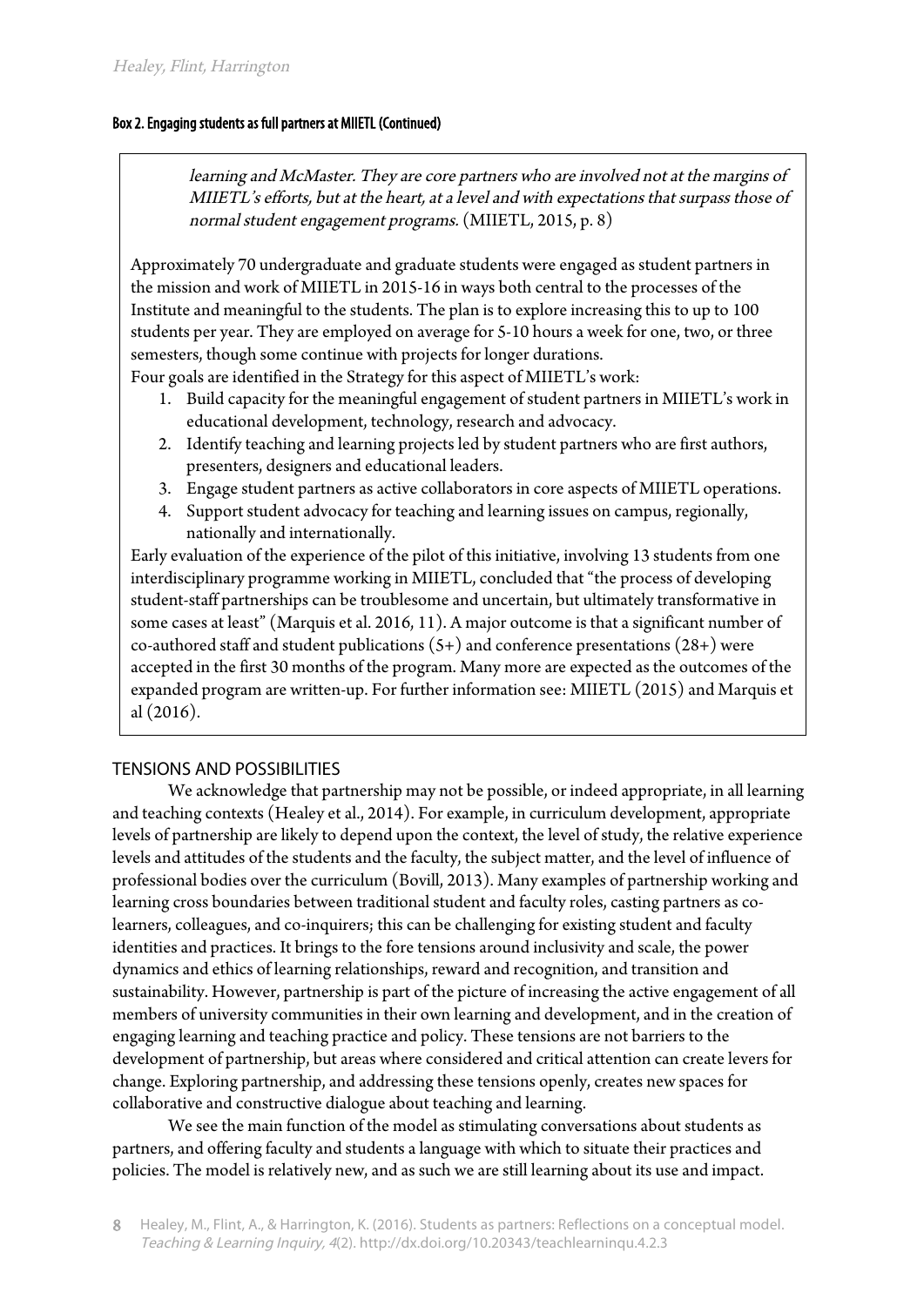**Box 2. Engaging students as full partners at MIIETL (Continued)**

> *learning and McMaster. They are core partners who are involved not at the margins of MIIETL's efforts, but at the heart, at a level and with expectations that surpass those of normal student engagement programs.* (MIIETL, 2015, p. 8)
>
> Approximately 70 undergraduate and graduate students were engaged as student partners in the mission and work of MIIETL in 2015-16 in ways both central to the processes of the Institute and meaningful to the students. The plan is to explore increasing this to up to 100 students per year. They are employed on average for 5-10 hours a week for one, two, or three semesters, though some continue with projects for longer durations.
> Four goals are identified in the Strategy for this aspect of MIIETL's work:
>
> 1. Build capacity for the meaningful engagement of student partners in MIIETL's work in educational development, technology, research and advocacy.
> 2. Identify teaching and learning projects led by student partners who are first authors, presenters, designers and educational leaders.
> 3. Engage student partners as active collaborators in core aspects of MIIETL operations.
> 4. Support student advocacy for teaching and learning issues on campus, regionally, nationally and internationally.
>
> Early evaluation of the experience of the pilot of this initiative, involving 13 students from one interdisciplinary programme working in MIIETL, concluded that "the process of developing student-staff partnerships can be troublesome and uncertain, but ultimately transformative in some cases at least" (Marquis et al. 2016, 11). A major outcome is that a significant number of co-authored staff and student publications (5+) and conference presentations (28+) were accepted in the first 30 months of the program. Many more are expected as the outcomes of the expanded program are written-up. For further information see: MIIETL (2015) and Marquis et al (2016).

## TENSIONS AND POSSIBILITIES

We acknowledge that partnership may not be possible, or indeed appropriate, in all learning and teaching contexts (Healey et al., 2014). For example, in curriculum development, appropriate levels of partnership are likely to depend upon the context, the level of study, the relative experience levels and attitudes of the students and the faculty, the subject matter, and the level of influence of professional bodies over the curriculum (Bovill, 2013). Many examples of partnership working and learning cross boundaries between traditional student and faculty roles, casting partners as co-learners, colleagues, and co-inquirers; this can be challenging for existing student and faculty identities and practices. It brings to the fore tensions around inclusivity and scale, the power dynamics and ethics of learning relationships, reward and recognition, and transition and sustainability. However, partnership is part of the picture of increasing the active engagement of all members of university communities in their own learning and development, and in the creation of engaging learning and teaching practice and policy. These tensions are not barriers to the development of partnership, but areas where considered and critical attention can create levers for change. Exploring partnership, and addressing these tensions openly, creates new spaces for collaborative and constructive dialogue about teaching and learning.

We see the main function of the model as stimulating conversations about students as partners, and offering faculty and students a language with which to situate their practices and policies. The model is relatively new, and as such we are still learning about its use and impact.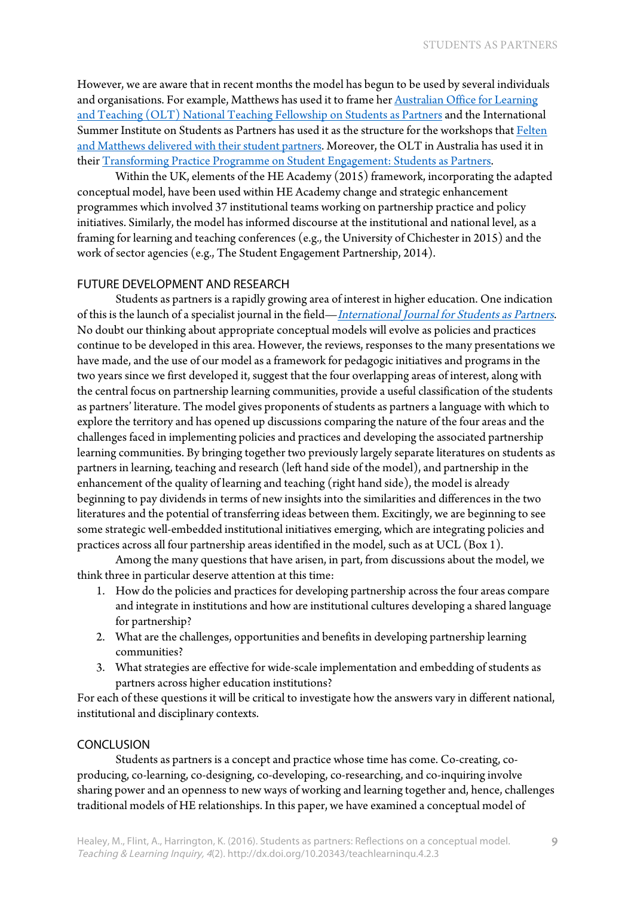However, we are aware that in recent months the model has begun to be used by several individuals and organisations. For example, Matthews has used it to frame her Australian Office for Learning and Teaching (OLT) National Teaching Fellowship on Students as Partners and the International Summer Institute on Students as Partners has used it as the structure for the workshops that Felten and Matthews delivered with their student partners. Moreover, the OLT in Australia has used it in their Transforming Practice Programme on Student Engagement: Students as Partners.

Within the UK, elements of the HE Academy (2015) framework, incorporating the adapted conceptual model, have been used within HE Academy change and strategic enhancement programmes which involved 37 institutional teams working on partnership practice and policy initiatives. Similarly, the model has informed discourse at the institutional and national level, as a framing for learning and teaching conferences (e.g., the University of Chichester in 2015) and the work of sector agencies (e.g., The Student Engagement Partnership, 2014).

## FUTURE DEVELOPMENT AND RESEARCH

Students as partners is a rapidly growing area of interest in higher education. One indication of this is the launch of a specialist journal in the field—*International Journal for Students as Partners*. No doubt our thinking about appropriate conceptual models will evolve as policies and practices continue to be developed in this area. However, the reviews, responses to the many presentations we have made, and the use of our model as a framework for pedagogic initiatives and programs in the two years since we first developed it, suggest that the four overlapping areas of interest, along with the central focus on partnership learning communities, provide a useful classification of the students as partners' literature. The model gives proponents of students as partners a language with which to explore the territory and has opened up discussions comparing the nature of the four areas and the challenges faced in implementing policies and practices and developing the associated partnership learning communities. By bringing together two previously largely separate literatures on students as partners in learning, teaching and research (left hand side of the model), and partnership in the enhancement of the quality of learning and teaching (right hand side), the model is already beginning to pay dividends in terms of new insights into the similarities and differences in the two literatures and the potential of transferring ideas between them. Excitingly, we are beginning to see some strategic well-embedded institutional initiatives emerging, which are integrating policies and practices across all four partnership areas identified in the model, such as at UCL (Box 1).

Among the many questions that have arisen, in part, from discussions about the model, we think three in particular deserve attention at this time:

1. How do the policies and practices for developing partnership across the four areas compare and integrate in institutions and how are institutional cultures developing a shared language for partnership?
2. What are the challenges, opportunities and benefits in developing partnership learning communities?
3. What strategies are effective for wide-scale implementation and embedding of students as partners across higher education institutions?

For each of these questions it will be critical to investigate how the answers vary in different national, institutional and disciplinary contexts.

## CONCLUSION

Students as partners is a concept and practice whose time has come. Co-creating, co-producing, co-learning, co-designing, co-developing, co-researching, and co-inquiring involve sharing power and an openness to new ways of working and learning together and, hence, challenges traditional models of HE relationships. In this paper, we have examined a conceptual model of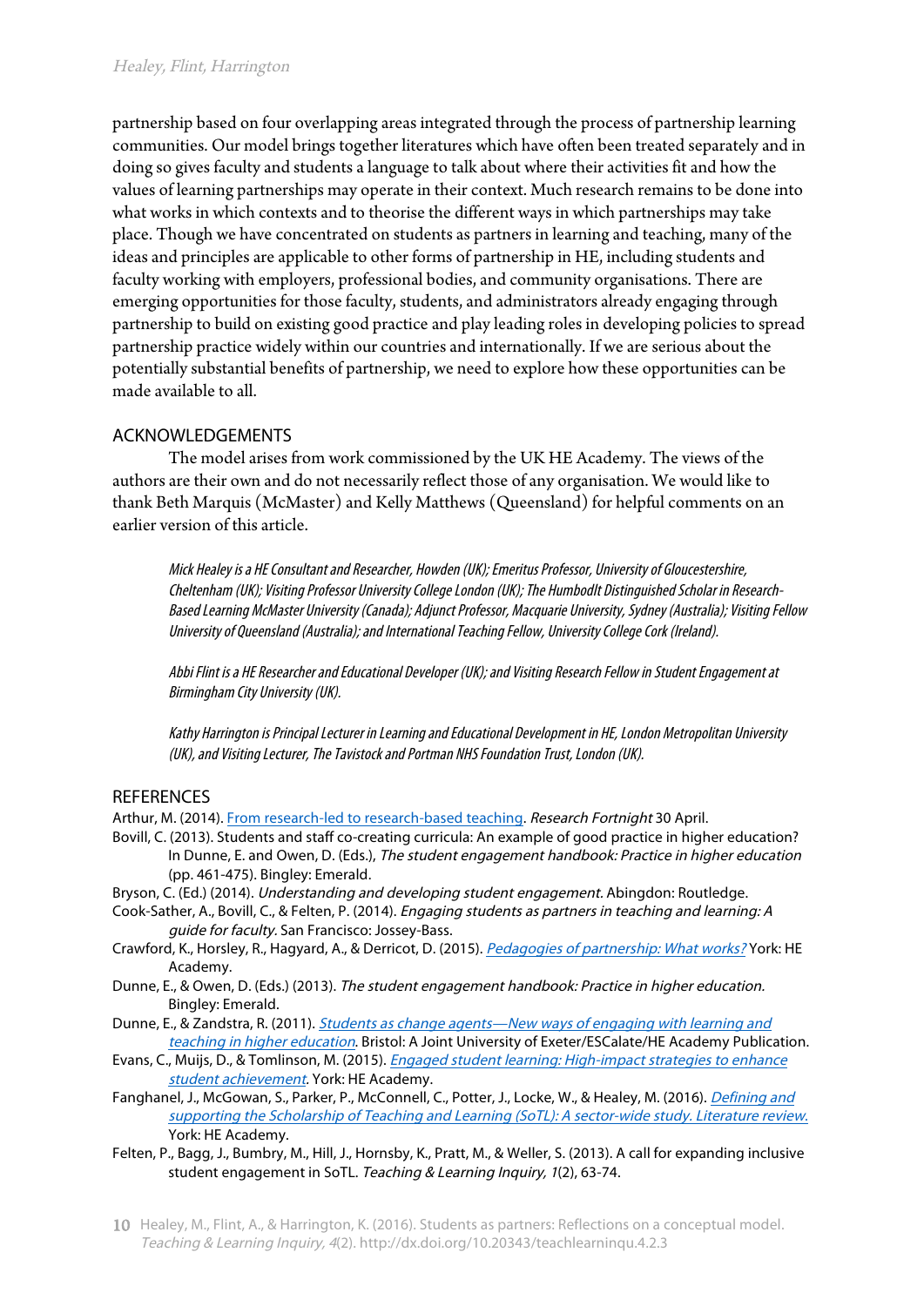partnership based on four overlapping areas integrated through the process of partnership learning communities. Our model brings together literatures which have often been treated separately and in doing so gives faculty and students a language to talk about where their activities fit and how the values of learning partnerships may operate in their context. Much research remains to be done into what works in which contexts and to theorise the different ways in which partnerships may take place. Though we have concentrated on students as partners in learning and teaching, many of the ideas and principles are applicable to other forms of partnership in HE, including students and faculty working with employers, professional bodies, and community organisations. There are emerging opportunities for those faculty, students, and administrators already engaging through partnership to build on existing good practice and play leading roles in developing policies to spread partnership practice widely within our countries and internationally. If we are serious about the potentially substantial benefits of partnership, we need to explore how these opportunities can be made available to all.

## ACKNOWLEDGEMENTS

The model arises from work commissioned by the UK HE Academy. The views of the authors are their own and do not necessarily reflect those of any organisation. We would like to thank Beth Marquis (McMaster) and Kelly Matthews (Queensland) for helpful comments on an earlier version of this article.

*Mick Healey is a HE Consultant and Researcher, Howden (UK); Emeritus Professor, University of Gloucestershire, Cheltenham (UK); Visiting Professor University College London (UK); The Humbodlt Distinguished Scholar in Research-Based Learning McMaster University (Canada); Adjunct Professor, Macquarie University, Sydney (Australia); Visiting Fellow University of Queensland (Australia); and International Teaching Fellow, University College Cork (Ireland).*

*Abbi Flint is a HE Researcher and Educational Developer (UK); and Visiting Research Fellow in Student Engagement at Birmingham City University (UK).*

*Kathy Harrington is Principal Lecturer in Learning and Educational Development in HE, London Metropolitan University (UK), and Visiting Lecturer, The Tavistock and Portman NHS Foundation Trust, London (UK).*

## REFERENCES

Arthur, M. (2014). From research-led to research-based teaching. *Research Fortnight* 30 April.

Bovill, C. (2013). Students and staff co-creating curricula: An example of good practice in higher education? In Dunne, E. and Owen, D. (Eds.), *The student engagement handbook: Practice in higher education* (pp. 461-475). Bingley: Emerald.

Bryson, C. (Ed.) (2014). *Understanding and developing student engagement*. Abingdon: Routledge.

Cook-Sather, A., Bovill, C., & Felten, P. (2014). *Engaging students as partners in teaching and learning: A guide for faculty.* San Francisco: Jossey-Bass.

Crawford, K., Horsley, R., Hagyard, A., & Derricot, D. (2015). *Pedagogies of partnership: What works?* York: HE Academy.

Dunne, E., & Owen, D. (Eds.) (2013). *The student engagement handbook: Practice in higher education*. Bingley: Emerald.

Dunne, E., & Zandstra, R. (2011). *Students as change agents—New ways of engaging with learning and teaching in higher education*. Bristol: A Joint University of Exeter/ESCalate/HE Academy Publication.

Evans, C., Muijs, D., & Tomlinson, M. (2015). *Engaged student learning: High-impact strategies to enhance student achievement*. York: HE Academy.

Fanghanel, J., McGowan, S., Parker, P., McConnell, C., Potter, J., Locke, W., & Healey, M. (2016). *Defining and supporting the Scholarship of Teaching and Learning (SoTL): A sector-wide study. Literature review.* York: HE Academy.

Felten, P., Bagg, J., Bumbry, M., Hill, J., Hornsby, K., Pratt, M., & Weller, S. (2013). A call for expanding inclusive student engagement in SoTL. *Teaching & Learning Inquiry, 1*(2), 63-74.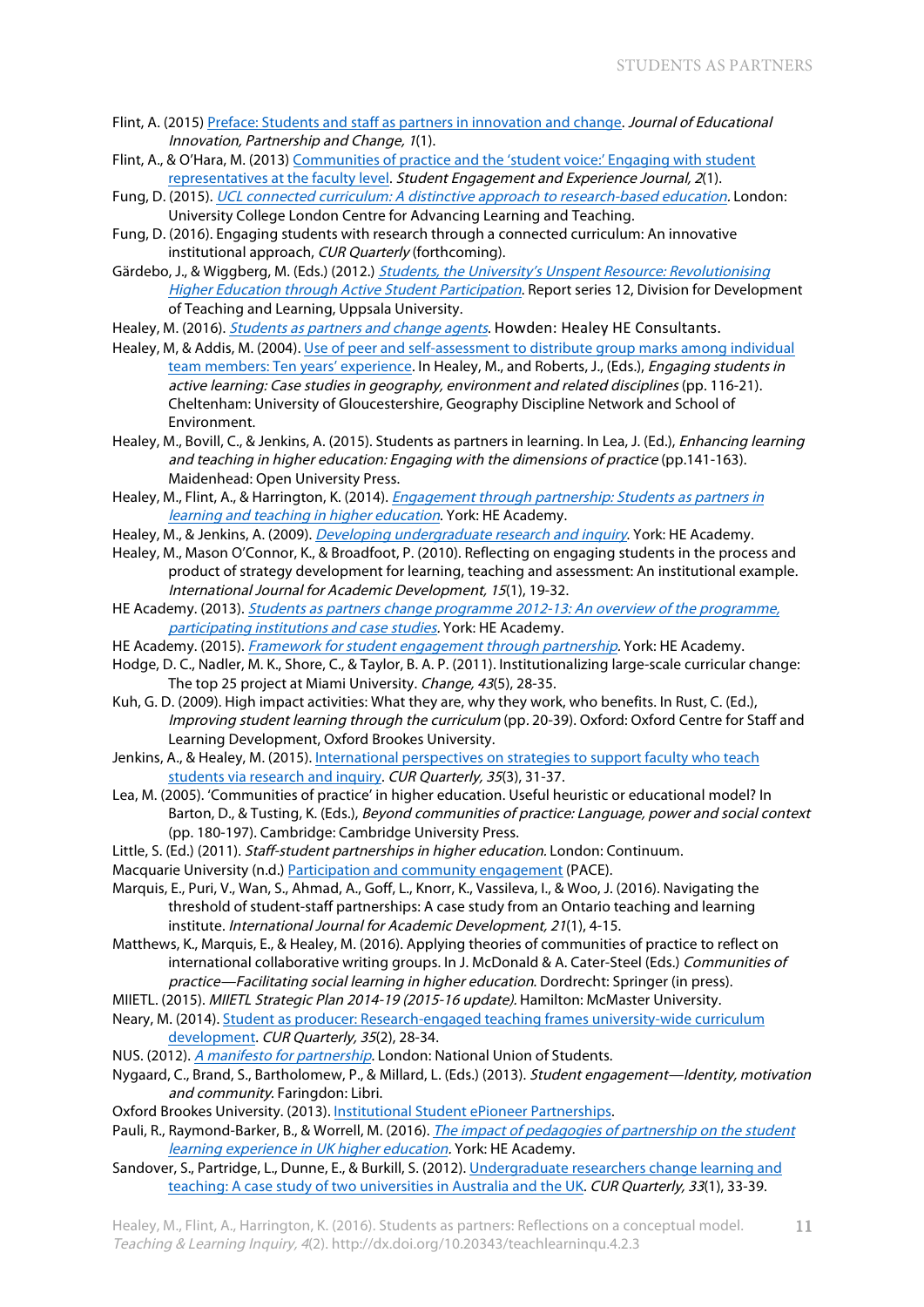Flint, A. (2015) Preface: Students and staff as partners in innovation and change. *Journal of Educational Innovation, Partnership and Change, 1*(1).

Flint, A., & O'Hara, M. (2013) Communities of practice and the 'student voice:' Engaging with student representatives at the faculty level. *Student Engagement and Experience Journal, 2*(1).

Fung, D. (2015). *UCL connected curriculum: A distinctive approach to research-based education*. London: University College London Centre for Advancing Learning and Teaching.

Fung, D. (2016). Engaging students with research through a connected curriculum: An innovative institutional approach, *CUR Quarterly* (forthcoming).

Gärdebo, J., & Wiggberg, M. (Eds.) (2012.) *Students, the University's Unspent Resource: Revolutionising Higher Education through Active Student Participation*. Report series 12, Division for Development of Teaching and Learning, Uppsala University.

Healey, M. (2016). *Students as partners and change agents*. Howden: Healey HE Consultants.

Healey, M, & Addis, M. (2004). Use of peer and self-assessment to distribute group marks among individual team members: Ten years' experience. In Healey, M., and Roberts, J., (Eds.), *Engaging students in active learning: Case studies in geography, environment and related disciplines* (pp. 116-21). Cheltenham: University of Gloucestershire, Geography Discipline Network and School of Environment.

Healey, M., Bovill, C., & Jenkins, A. (2015). Students as partners in learning. In Lea, J. (Ed.), *Enhancing learning and teaching in higher education: Engaging with the dimensions of practice* (pp.141-163). Maidenhead: Open University Press.

Healey, M., Flint, A., & Harrington, K. (2014). *Engagement through partnership: Students as partners in learning and teaching in higher education*. York: HE Academy.

Healey, M., & Jenkins, A. (2009). *Developing undergraduate research and inquiry*. York: HE Academy.

Healey, M., Mason O'Connor, K., & Broadfoot, P. (2010). Reflecting on engaging students in the process and product of strategy development for learning, teaching and assessment: An institutional example. *International Journal for Academic Development, 15*(1), 19-32.

HE Academy. (2013). *Students as partners change programme 2012-13: An overview of the programme, participating institutions and case studies*. York: HE Academy.

HE Academy. (2015). *Framework for student engagement through partnership*. York: HE Academy.

Hodge, D. C., Nadler, M. K., Shore, C., & Taylor, B. A. P. (2011). Institutionalizing large-scale curricular change: The top 25 project at Miami University. *Change, 43*(5), 28-35.

Kuh, G. D. (2009). High impact activities: What they are, why they work, who benefits. In Rust, C. (Ed.), *Improving student learning through the curriculum* (pp. 20-39). Oxford: Oxford Centre for Staff and Learning Development, Oxford Brookes University.

Jenkins, A., & Healey, M. (2015). International perspectives on strategies to support faculty who teach students via research and inquiry. *CUR Quarterly, 35*(3), 31-37.

Lea, M. (2005). 'Communities of practice' in higher education. Useful heuristic or educational model? In Barton, D., & Tusting, K. (Eds.), *Beyond communities of practice: Language, power and social context* (pp. 180-197). Cambridge: Cambridge University Press.

Little, S. (Ed.) (2011). *Staff-student partnerships in higher education*. London: Continuum.

Macquarie University (n.d.) Participation and community engagement (PACE).

Marquis, E., Puri, V., Wan, S., Ahmad, A., Goff, L., Knorr, K., Vassileva, I., & Woo, J. (2016). Navigating the threshold of student-staff partnerships: A case study from an Ontario teaching and learning institute. *International Journal for Academic Development, 21*(1), 4-15.

Matthews, K., Marquis, E., & Healey, M. (2016). Applying theories of communities of practice to reflect on international collaborative writing groups. In J. McDonald & A. Cater-Steel (Eds.) *Communities of practice—Facilitating social learning in higher education*. Dordrecht: Springer (in press).

MIIETL. (2015). *MIIETL Strategic Plan 2014-19 (2015-16 update)*. Hamilton: McMaster University.

Neary, M. (2014). Student as producer: Research-engaged teaching frames university-wide curriculum development. *CUR Quarterly, 35*(2), 28-34.

NUS. (2012). *A manifesto for partnership*. London: National Union of Students.

Nygaard, C., Brand, S., Bartholomew, P., & Millard, L. (Eds.) (2013). *Student engagement—Identity, motivation and community*. Faringdon: Libri.

Oxford Brookes University. (2013). Institutional Student ePioneer Partnerships.

Pauli, R., Raymond-Barker, B., & Worrell, M. (2016). *The impact of pedagogies of partnership on the student learning experience in UK higher education*. York: HE Academy.

Sandover, S., Partridge, L., Dunne, E., & Burkill, S. (2012). Undergraduate researchers change learning and teaching: A case study of two universities in Australia and the UK. *CUR Quarterly, 33*(1), 33-39.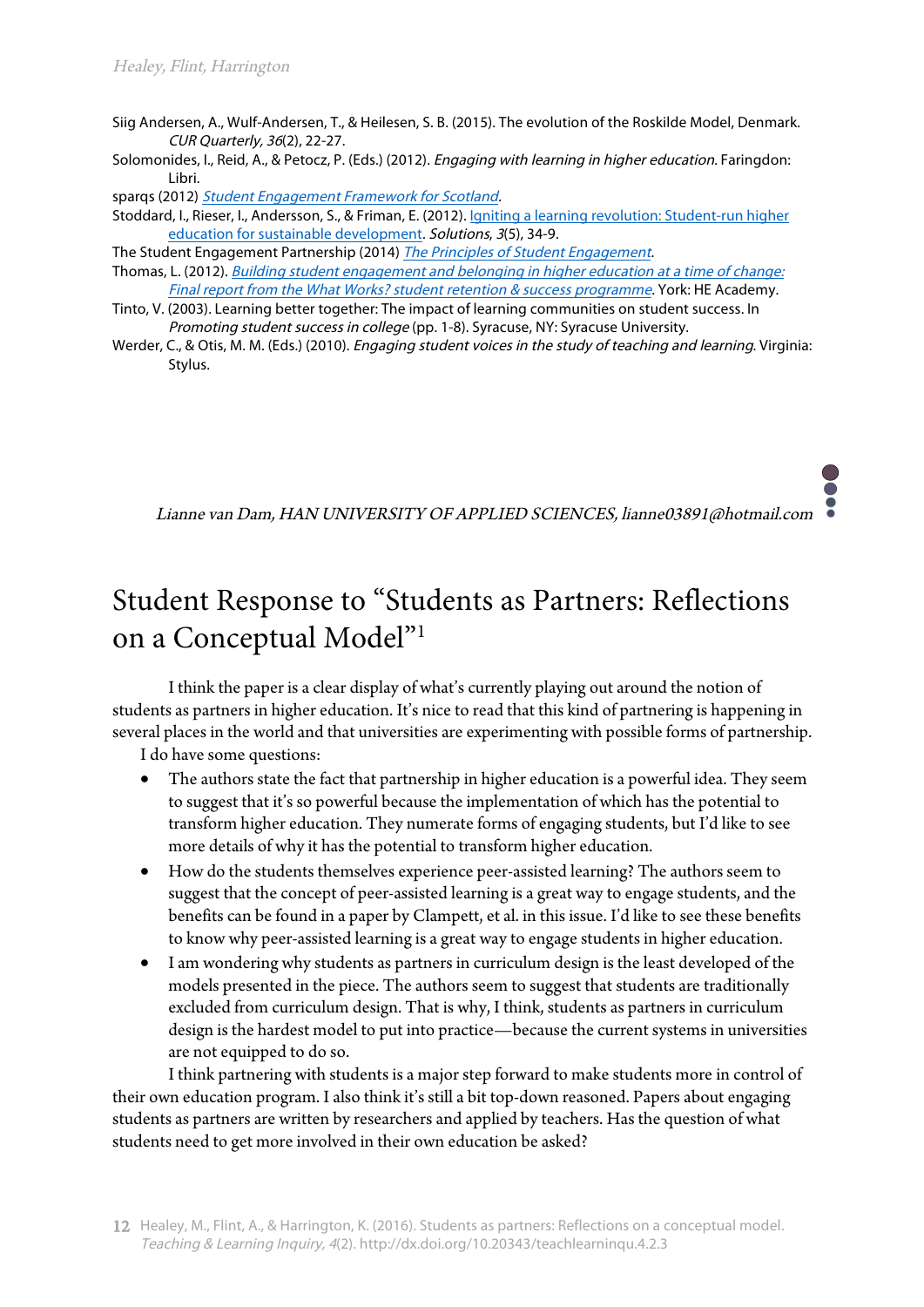Siig Andersen, A., Wulf-Andersen, T., & Heilesen, S. B. (2015). The evolution of the Roskilde Model, Denmark. *CUR Quarterly, 36*(2), 22-27.

Solomonides, I., Reid, A., & Petocz, P. (Eds.) (2012). *Engaging with learning in higher education.* Faringdon: Libri.

sparqs (2012) *Student Engagement Framework for Scotland.*

Stoddard, I., Rieser, I., Andersson, S., & Friman, E. (2012). Igniting a learning revolution: Student-run higher education for sustainable development. *Solutions, 3*(5), 34-9.

The Student Engagement Partnership (2014) *The Principles of Student Engagement.*

Thomas, L. (2012). *Building student engagement and belonging in higher education at a time of change: Final report from the What Works? student retention & success programme*. York: HE Academy.

Tinto, V. (2003). Learning better together: The impact of learning communities on student success. In *Promoting student success in college* (pp. 1-8). Syracuse, NY: Syracuse University.

Werder, C., & Otis, M. M. (Eds.) (2010). *Engaging student voices in the study of teaching and learning.* Virginia: Stylus.

*Lianne van Dam, HAN UNIVERSITY OF APPLIED SCIENCES, lianne03891@hotmail.com*

# Student Response to "Students as Partners: Reflections on a Conceptual Model"[1]

I think the paper is a clear display of what's currently playing out around the notion of students as partners in higher education. It's nice to read that this kind of partnering is happening in several places in the world and that universities are experimenting with possible forms of partnership.

I do have some questions:

- The authors state the fact that partnership in higher education is a powerful idea. They seem to suggest that it's so powerful because the implementation of which has the potential to transform higher education. They numerate forms of engaging students, but I'd like to see more details of why it has the potential to transform higher education.
- How do the students themselves experience peer-assisted learning? The authors seem to suggest that the concept of peer-assisted learning is a great way to engage students, and the benefits can be found in a paper by Clampett, et al. in this issue. I'd like to see these benefits to know why peer-assisted learning is a great way to engage students in higher education.
- I am wondering why students as partners in curriculum design is the least developed of the models presented in the piece. The authors seem to suggest that students are traditionally excluded from curriculum design. That is why, I think, students as partners in curriculum design is the hardest model to put into practice—because the current systems in universities are not equipped to do so.

I think partnering with students is a major step forward to make students more in control of their own education program. I also think it's still a bit top-down reasoned. Papers about engaging students as partners are written by researchers and applied by teachers. Has the question of what students need to get more involved in their own education be asked?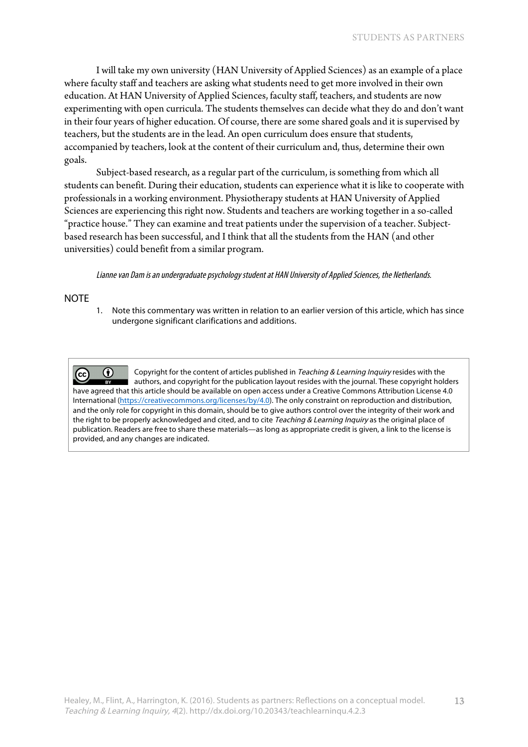I will take my own university (HAN University of Applied Sciences) as an example of a place where faculty staff and teachers are asking what students need to get more involved in their own education. At HAN University of Applied Sciences, faculty staff, teachers, and students are now experimenting with open curricula. The students themselves can decide what they do and don't want in their four years of higher education. Of course, there are some shared goals and it is supervised by teachers, but the students are in the lead. An open curriculum does ensure that students, accompanied by teachers, look at the content of their curriculum and, thus, determine their own goals.

Subject-based research, as a regular part of the curriculum, is something from which all students can benefit. During their education, students can experience what it is like to cooperate with professionals in a working environment. Physiotherapy students at HAN University of Applied Sciences are experiencing this right now. Students and teachers are working together in a so-called "practice house." They can examine and treat patients under the supervision of a teacher. Subject-based research has been successful, and I think that all the students from the HAN (and other universities) could benefit from a similar program.

*Lianne van Dam is an undergraduate psychology student at HAN University of Applied Sciences, the Netherlands.*

## NOTE

1. Note this commentary was written in relation to an earlier version of this article, which has since undergone significant clarifications and additions.

Copyright for the content of articles published in *Teaching & Learning Inquiry* resides with the authors, and copyright for the publication layout resides with the journal. These copyright holders have agreed that this article should be available on open access under a Creative Commons Attribution License 4.0 International (https://creativecommons.org/licenses/by/4.0). The only constraint on reproduction and distribution, and the only role for copyright in this domain, should be to give authors control over the integrity of their work and the right to be properly acknowledged and cited, and to cite *Teaching & Learning Inquiry* as the original place of publication. Readers are free to share these materials—as long as appropriate credit is given, a link to the license is provided, and any changes are indicated.